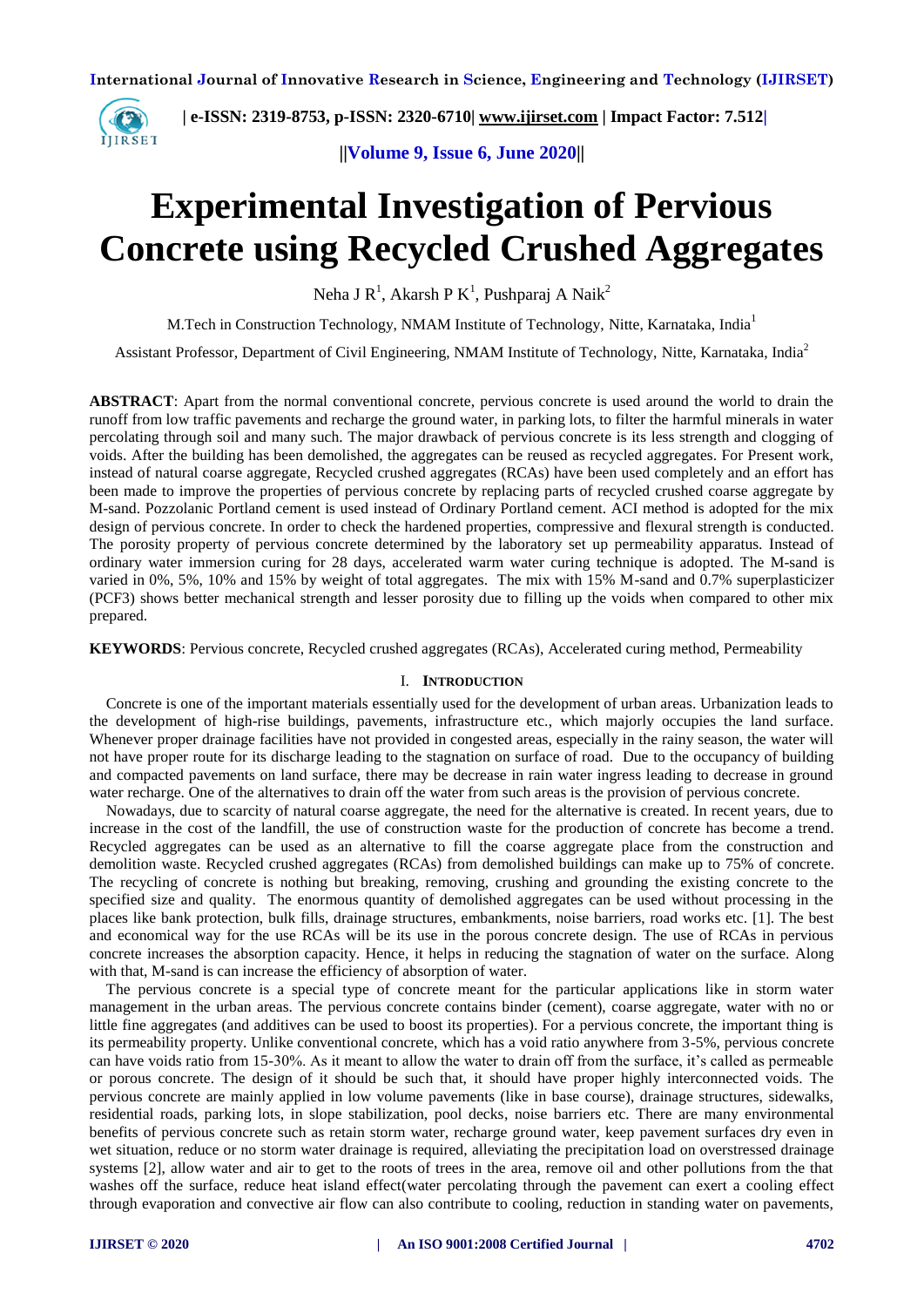# Experimental Investigation of Pervious Concrete using Recycled Crushed Aggregates

Neha J R[1], Akarsh P K[1], Pushparaj A Naik[2]

M.Tech in Construction Technology, NMAM Institute of Technology, Nitte, Karnataka, India[1]

Assistant Professor, Department of Civil Engineering, NMAM Institute of Technology, Nitte, Karnataka, India[2]

**ABSTRACT**: Apart from the normal conventional concrete, pervious concrete is used around the world to drain the runoff from low traffic pavements and recharge the ground water, in parking lots, to filter the harmful minerals in water percolating through soil and many such. The major drawback of pervious concrete is its less strength and clogging of voids. After the building has been demolished, the aggregates can be reused as recycled aggregates. For Present work, instead of natural coarse aggregate, Recycled crushed aggregates (RCAs) have been used completely and an effort has been made to improve the properties of pervious concrete by replacing parts of recycled crushed coarse aggregate by M-sand. Pozzolanic Portland cement is used instead of Ordinary Portland cement. ACI method is adopted for the mix design of pervious concrete. In order to check the hardened properties, compressive and flexural strength is conducted. The porosity property of pervious concrete determined by the laboratory set up permeability apparatus. Instead of ordinary water immersion curing for 28 days, accelerated warm water curing technique is adopted. The M-sand is varied in 0%, 5%, 10% and 15% by weight of total aggregates. The mix with 15% M-sand and 0.7% superplasticizer (PCF3) shows better mechanical strength and lesser porosity due to filling up the voids when compared to other mix prepared.

**KEYWORDS**: Pervious concrete, Recycled crushed aggregates (RCAs), Accelerated curing method, Permeability

## I. INTRODUCTION

Concrete is one of the important materials essentially used for the development of urban areas. Urbanization leads to the development of high-rise buildings, pavements, infrastructure etc., which majorly occupies the land surface. Whenever proper drainage facilities have not provided in congested areas, especially in the rainy season, the water will not have proper route for its discharge leading to the stagnation on surface of road. Due to the occupancy of building and compacted pavements on land surface, there may be decrease in rain water ingress leading to decrease in ground water recharge. One of the alternatives to drain off the water from such areas is the provision of pervious concrete.

Nowadays, due to scarcity of natural coarse aggregate, the need for the alternative is created. In recent years, due to increase in the cost of the landfill, the use of construction waste for the production of concrete has become a trend. Recycled aggregates can be used as an alternative to fill the coarse aggregate place from the construction and demolition waste. Recycled crushed aggregates (RCAs) from demolished buildings can make up to 75% of concrete. The recycling of concrete is nothing but breaking, removing, crushing and grounding the existing concrete to the specified size and quality. The enormous quantity of demolished aggregates can be used without processing in the places like bank protection, bulk fills, drainage structures, embankments, noise barriers, road works etc. [1]. The best and economical way for the use RCAs will be its use in the porous concrete design. The use of RCAs in pervious concrete increases the absorption capacity. Hence, it helps in reducing the stagnation of water on the surface. Along with that, M-sand is can increase the efficiency of absorption of water.

The pervious concrete is a special type of concrete meant for the particular applications like in storm water management in the urban areas. The pervious concrete contains binder (cement), coarse aggregate, water with no or little fine aggregates (and additives can be used to boost its properties). For a pervious concrete, the important thing is its permeability property. Unlike conventional concrete, which has a void ratio anywhere from 3-5%, pervious concrete can have voids ratio from 15-30%. As it meant to allow the water to drain off from the surface, it's called as permeable or porous concrete. The design of it should be such that, it should have proper highly interconnected voids. The pervious concrete are mainly applied in low volume pavements (like in base course), drainage structures, sidewalks, residential roads, parking lots, in slope stabilization, pool decks, noise barriers etc. There are many environmental benefits of pervious concrete such as retain storm water, recharge ground water, keep pavement surfaces dry even in wet situation, reduce or no storm water drainage is required, alleviating the precipitation load on overstressed drainage systems [2], allow water and air to get to the roots of trees in the area, remove oil and other pollutions from the that washes off the surface, reduce heat island effect(water percolating through the pavement can exert a cooling effect through evaporation and convective air flow can also contribute to cooling, reduction in standing water on pavements,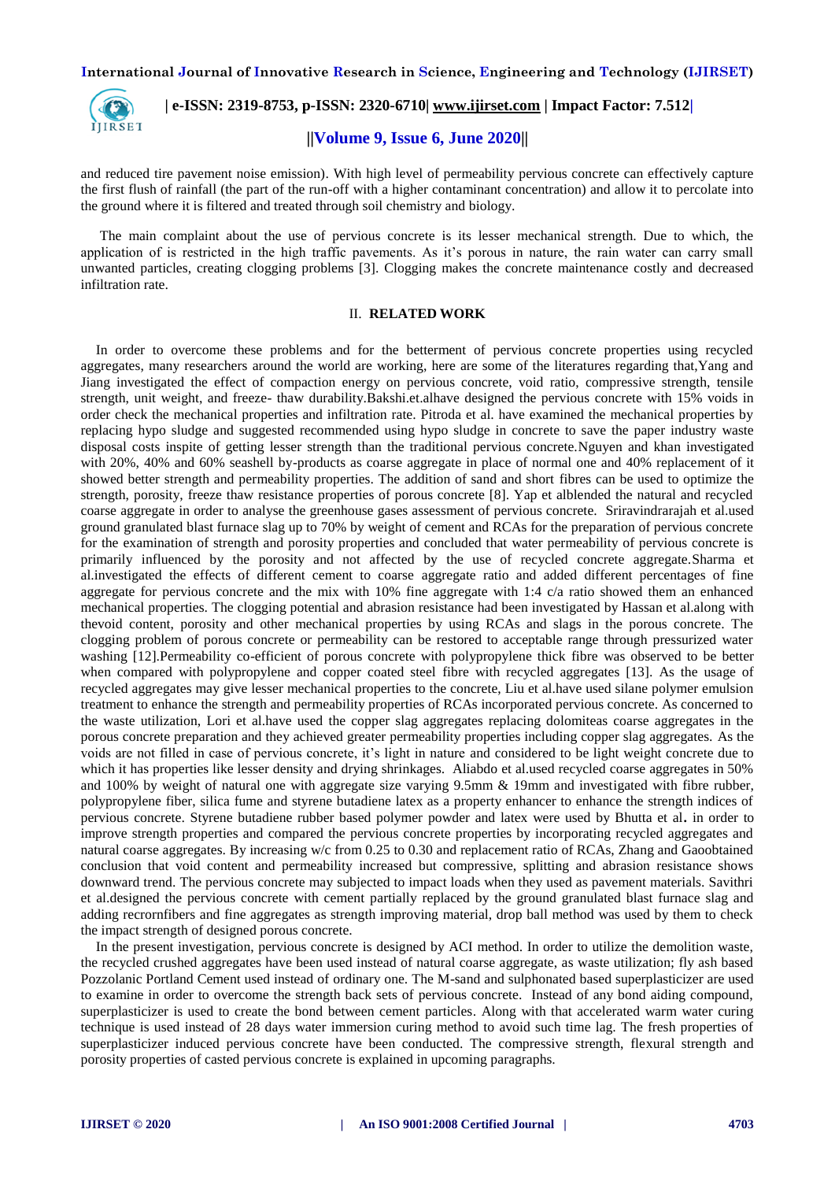and reduced tire pavement noise emission). With high level of permeability pervious concrete can effectively capture the first flush of rainfall (the part of the run-off with a higher contaminant concentration) and allow it to percolate into the ground where it is filtered and treated through soil chemistry and biology.

The main complaint about the use of pervious concrete is its lesser mechanical strength. Due to which, the application of is restricted in the high traffic pavements. As it's porous in nature, the rain water can carry small unwanted particles, creating clogging problems [3]. Clogging makes the concrete maintenance costly and decreased infiltration rate.

## II. RELATED WORK

In order to overcome these problems and for the betterment of pervious concrete properties using recycled aggregates, many researchers around the world are working, here are some of the literatures regarding that,Yang and Jiang investigated the effect of compaction energy on pervious concrete, void ratio, compressive strength, tensile strength, unit weight, and freeze- thaw durability.Bakshi.et.alhave designed the pervious concrete with 15% voids in order check the mechanical properties and infiltration rate. Pitroda et al. have examined the mechanical properties by replacing hypo sludge and suggested recommended using hypo sludge in concrete to save the paper industry waste disposal costs inspite of getting lesser strength than the traditional pervious concrete.Nguyen and khan investigated with 20%, 40% and 60% seashell by-products as coarse aggregate in place of normal one and 40% replacement of it showed better strength and permeability properties. The addition of sand and short fibres can be used to optimize the strength, porosity, freeze thaw resistance properties of porous concrete [8]. Yap et alblended the natural and recycled coarse aggregate in order to analyse the greenhouse gases assessment of pervious concrete. Sriravindrarajah et al.used ground granulated blast furnace slag up to 70% by weight of cement and RCAs for the preparation of pervious concrete for the examination of strength and porosity properties and concluded that water permeability of pervious concrete is primarily influenced by the porosity and not affected by the use of recycled concrete aggregate.Sharma et al.investigated the effects of different cement to coarse aggregate ratio and added different percentages of fine aggregate for pervious concrete and the mix with 10% fine aggregate with 1:4 c/a ratio showed them an enhanced mechanical properties. The clogging potential and abrasion resistance had been investigated by Hassan et al.along with thevoid content, porosity and other mechanical properties by using RCAs and slags in the porous concrete. The clogging problem of porous concrete or permeability can be restored to acceptable range through pressurized water washing [12].Permeability co-efficient of porous concrete with polypropylene thick fibre was observed to be better when compared with polypropylene and copper coated steel fibre with recycled aggregates [13]. As the usage of recycled aggregates may give lesser mechanical properties to the concrete, Liu et al.have used silane polymer emulsion treatment to enhance the strength and permeability properties of RCAs incorporated pervious concrete. As concerned to the waste utilization, Lori et al.have used the copper slag aggregates replacing dolomiteas coarse aggregates in the porous concrete preparation and they achieved greater permeability properties including copper slag aggregates. As the voids are not filled in case of pervious concrete, it's light in nature and considered to be light weight concrete due to which it has properties like lesser density and drying shrinkages. Aliabdo et al.used recycled coarse aggregates in 50% and 100% by weight of natural one with aggregate size varying 9.5mm & 19mm and investigated with fibre rubber, polypropylene fiber, silica fume and styrene butadiene latex as a property enhancer to enhance the strength indices of pervious concrete. Styrene butadiene rubber based polymer powder and latex were used by Bhutta et al**.** in order to improve strength properties and compared the pervious concrete properties by incorporating recycled aggregates and natural coarse aggregates. By increasing w/c from 0.25 to 0.30 and replacement ratio of RCAs, Zhang and Gaoobtained conclusion that void content and permeability increased but compressive, splitting and abrasion resistance shows downward trend. The pervious concrete may subjected to impact loads when they used as pavement materials. Savithri et al.designed the pervious concrete with cement partially replaced by the ground granulated blast furnace slag and adding recrornfibers and fine aggregates as strength improving material, drop ball method was used by them to check the impact strength of designed porous concrete.

In the present investigation, pervious concrete is designed by ACI method. In order to utilize the demolition waste, the recycled crushed aggregates have been used instead of natural coarse aggregate, as waste utilization; fly ash based Pozzolanic Portland Cement used instead of ordinary one. The M-sand and sulphonated based superplasticizer are used to examine in order to overcome the strength back sets of pervious concrete. Instead of any bond aiding compound, superplasticizer is used to create the bond between cement particles. Along with that accelerated warm water curing technique is used instead of 28 days water immersion curing method to avoid such time lag. The fresh properties of superplasticizer induced pervious concrete have been conducted. The compressive strength, flexural strength and porosity properties of casted pervious concrete is explained in upcoming paragraphs.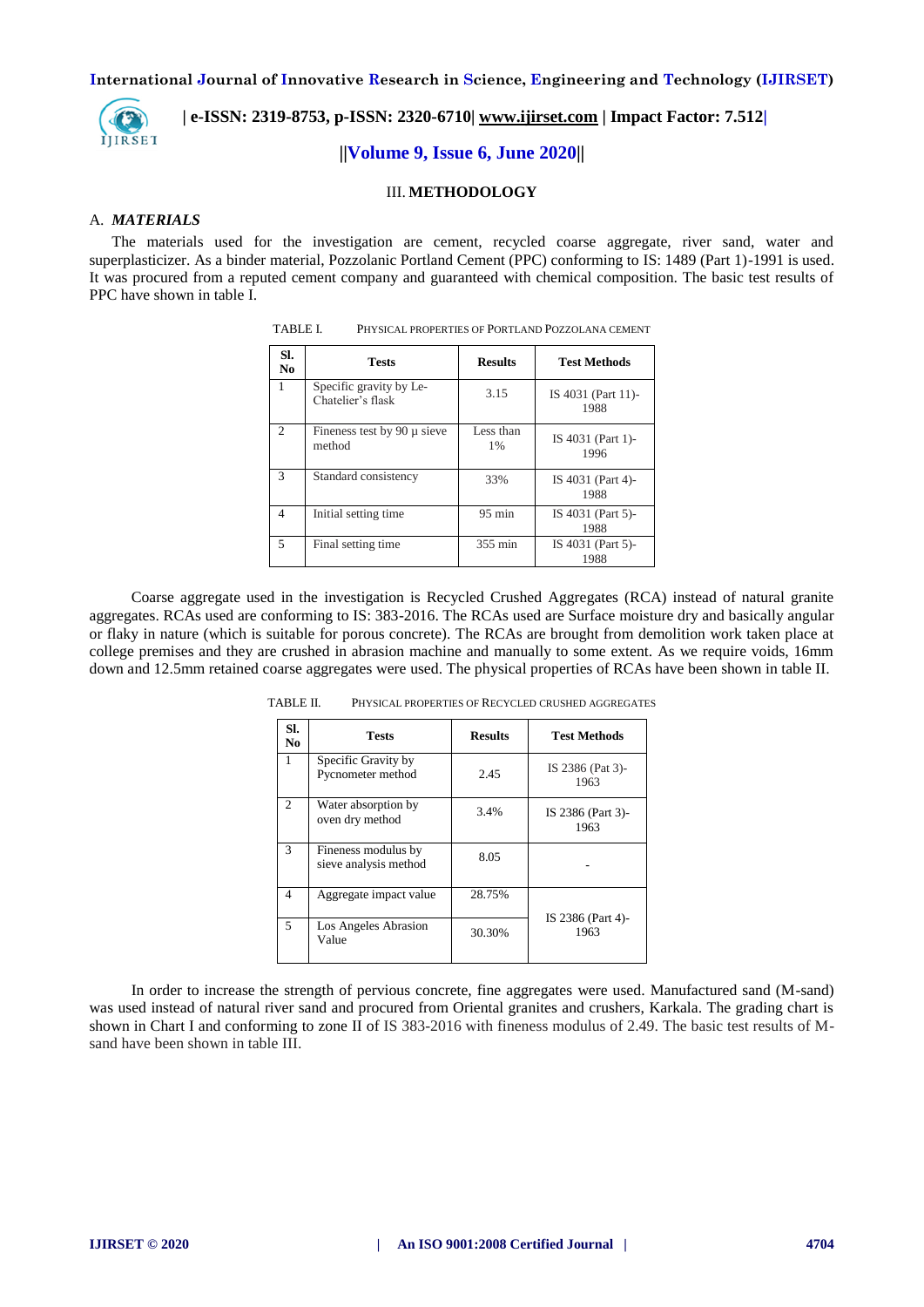## III. METHODOLOGY

### A. *MATERIALS*

The materials used for the investigation are cement, recycled coarse aggregate, river sand, water and superplasticizer. As a binder material, Pozzolanic Portland Cement (PPC) conforming to IS: 1489 (Part 1)-1991 is used. It was procured from a reputed cement company and guaranteed with chemical composition. The basic test results of PPC have shown in table I.

TABLE I. PHYSICAL PROPERTIES OF PORTLAND POZZOLANA CEMENT

| Sl. No | Tests | Results | Test Methods |
|---|---|---|---|
| 1 | Specific gravity by Le-Chatelier's flask | 3.15 | IS 4031 (Part 11)-1988 |
| 2 | Fineness test by 90 µ sieve method | Less than 1% | IS 4031 (Part 1)-1996 |
| 3 | Standard consistency | 33% | IS 4031 (Part 4)-1988 |
| 4 | Initial setting time | 95 min | IS 4031 (Part 5)-1988 |
| 5 | Final setting time | 355 min | IS 4031 (Part 5)-1988 |

Coarse aggregate used in the investigation is Recycled Crushed Aggregates (RCA) instead of natural granite aggregates. RCAs used are conforming to IS: 383-2016. The RCAs used are Surface moisture dry and basically angular or flaky in nature (which is suitable for porous concrete). The RCAs are brought from demolition work taken place at college premises and they are crushed in abrasion machine and manually to some extent. As we require voids, 16mm down and 12.5mm retained coarse aggregates were used. The physical properties of RCAs have been shown in table II.

TABLE II. PHYSICAL PROPERTIES OF RECYCLED CRUSHED AGGREGATES

| Sl. No | Tests | Results | Test Methods |
|---|---|---|---|
| 1 | Specific Gravity by Pycnometer method | 2.45 | IS 2386 (Pat 3)-1963 |
| 2 | Water absorption by oven dry method | 3.4% | IS 2386 (Part 3)-1963 |
| 3 | Fineness modulus by sieve analysis method | 8.05 | - |
| 4 | Aggregate impact value | 28.75% | IS 2386 (Part 4)-1963 |
| 5 | Los Angeles Abrasion Value | 30.30% | |

In order to increase the strength of pervious concrete, fine aggregates were used. Manufactured sand (M-sand) was used instead of natural river sand and procured from Oriental granites and crushers, Karkala. The grading chart is shown in Chart I and conforming to zone II of IS 383-2016 with fineness modulus of 2.49. The basic test results of M-sand have been shown in table III.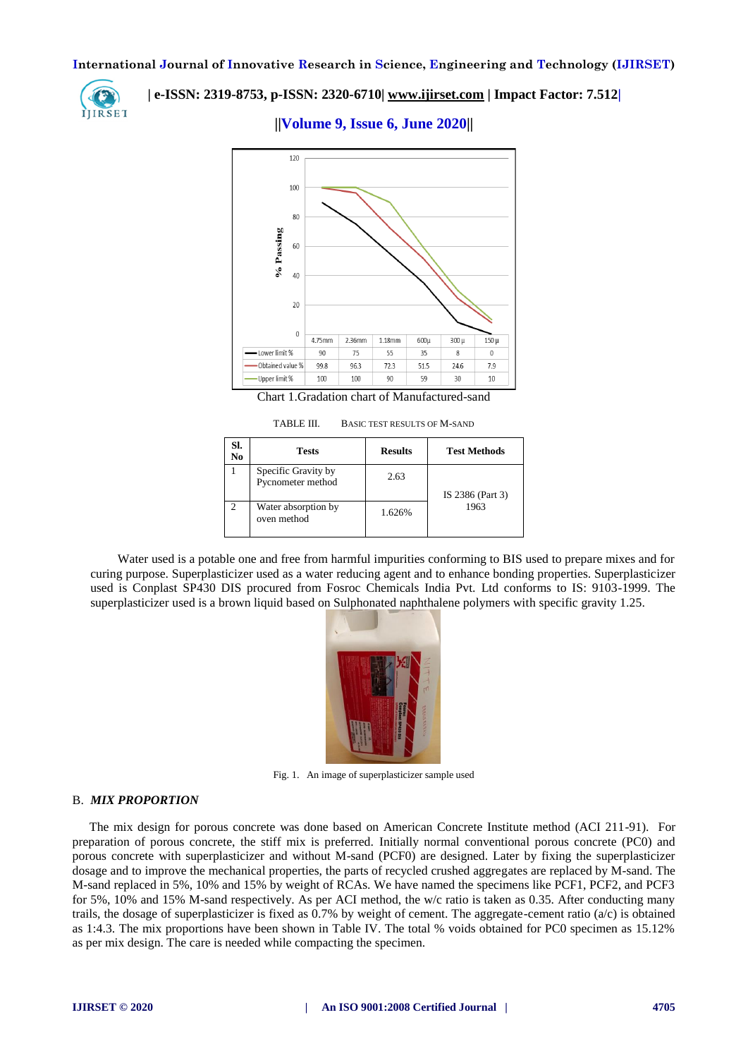| | 4.75mm | 2.36mm | 1.18mm | 600μ | 300 μ | 150 μ |
|---|---|---|---|---|---|---|
| Lower limit % | 90 | 75 | 55 | 35 | 8 | 0 |
| Obtained value % | 99.8 | 96.3 | 72.3 | 51.5 | 24.6 | 7.9 |
| Upper limit % | 100 | 100 | 90 | 59 | 30 | 10 |

Chart 1.Gradation chart of Manufactured-sand

TABLE III. BASIC TEST RESULTS OF M-SAND

| Sl. No | Tests | Results | Test Methods |
|---|---|---|---|
| 1 | Specific Gravity by Pycnometer method | 2.63 | IS 2386 (Part 3) 1963 |
| 2 | Water absorption by oven method | 1.626% | |

Water used is a potable one and free from harmful impurities conforming to BIS used to prepare mixes and for curing purpose. Superplasticizer used as a water reducing agent and to enhance bonding properties. Superplasticizer used is Conplast SP430 DIS procured from Fosroc Chemicals India Pvt. Ltd conforms to IS: 9103-1999. The superplasticizer used is a brown liquid based on Sulphonated naphthalene polymers with specific gravity 1.25.

Fig. 1. An image of superplasticizer sample used

B. *MIX PROPORTION*

The mix design for porous concrete was done based on American Concrete Institute method (ACI 211-91). For preparation of porous concrete, the stiff mix is preferred. Initially normal conventional porous concrete (PC0) and porous concrete with superplasticizer and without M-sand (PCF0) are designed. Later by fixing the superplasticizer dosage and to improve the mechanical properties, the parts of recycled crushed aggregates are replaced by M-sand. The M-sand replaced in 5%, 10% and 15% by weight of RCAs. We have named the specimens like PCF1, PCF2, and PCF3 for 5%, 10% and 15% M-sand respectively. As per ACI method, the w/c ratio is taken as 0.35. After conducting many trails, the dosage of superplasticizer is fixed as 0.7% by weight of cement. The aggregate-cement ratio (a/c) is obtained as 1:4.3. The mix proportions have been shown in Table IV. The total % voids obtained for PC0 specimen as 15.12% as per mix design. The care is needed while compacting the specimen.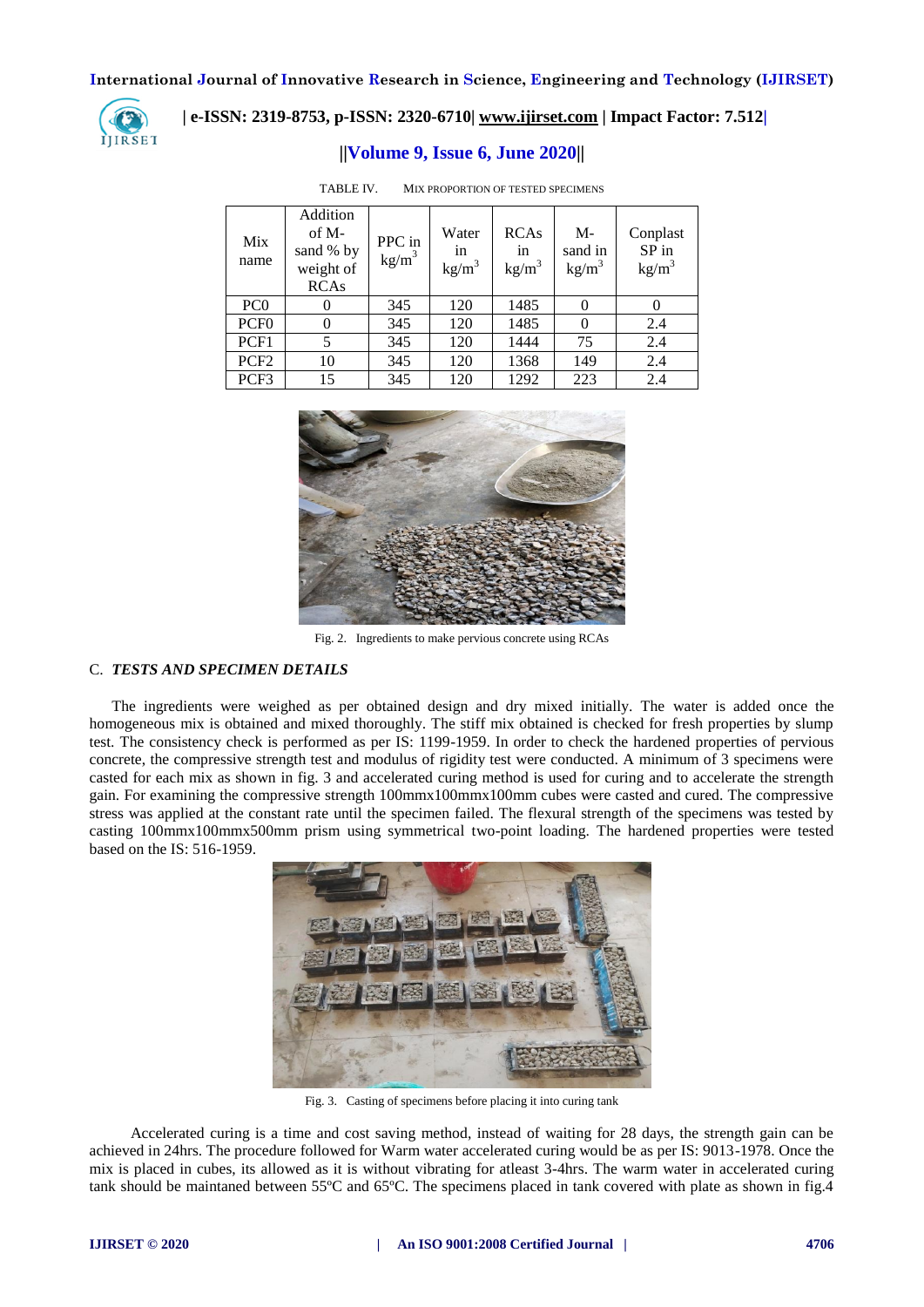TABLE IV. MIX PROPORTION OF TESTED SPECIMENS

| Mix name | Addition of M-sand % by weight of RCAs | PPC in kg/m$^3$ | Water in kg/m$^3$ | RCAs in kg/m$^3$ | M-sand in kg/m$^3$ | Conplast SP in kg/m$^3$ |
|---|---|---|---|---|---|---|
| PC0 | 0 | 345 | 120 | 1485 | 0 | 0 |
| PCF0 | 0 | 345 | 120 | 1485 | 0 | 2.4 |
| PCF1 | 5 | 345 | 120 | 1444 | 75 | 2.4 |
| PCF2 | 10 | 345 | 120 | 1368 | 149 | 2.4 |
| PCF3 | 15 | 345 | 120 | 1292 | 223 | 2.4 |

Fig. 2. Ingredients to make pervious concrete using RCAs

### C. *TESTS AND SPECIMEN DETAILS*

The ingredients were weighed as per obtained design and dry mixed initially. The water is added once the homogeneous mix is obtained and mixed thoroughly. The stiff mix obtained is checked for fresh properties by slump test. The consistency check is performed as per IS: 1199-1959. In order to check the hardened properties of pervious concrete, the compressive strength test and modulus of rigidity test were conducted. A minimum of 3 specimens were casted for each mix as shown in fig. 3 and accelerated curing method is used for curing and to accelerate the strength gain. For examining the compressive strength 100mmx100mmx100mm cubes were casted and cured. The compressive stress was applied at the constant rate until the specimen failed. The flexural strength of the specimens was tested by casting 100mmx100mmx500mm prism using symmetrical two-point loading. The hardened properties were tested based on the IS: 516-1959.

Fig. 3. Casting of specimens before placing it into curing tank

Accelerated curing is a time and cost saving method, instead of waiting for 28 days, the strength gain can be achieved in 24hrs. The procedure followed for Warm water accelerated curing would be as per IS: 9013-1978. Once the mix is placed in cubes, its allowed as it is without vibrating for atleast 3-4hrs. The warm water in accelerated curing tank should be maintaned between 55ºC and 65ºC. The specimens placed in tank covered with plate as shown in fig.4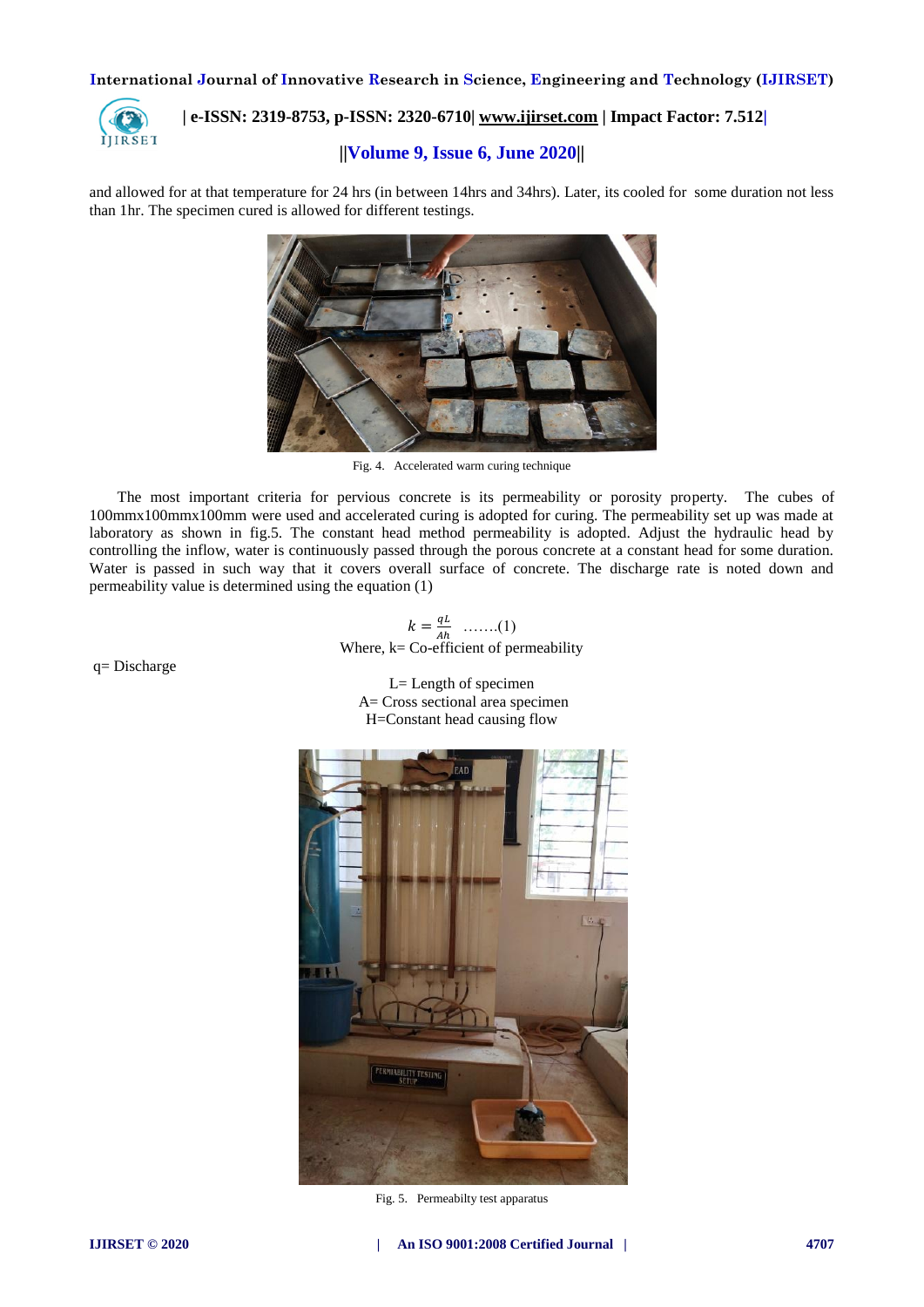and allowed for at that temperature for 24 hrs (in between 14hrs and 34hrs). Later, its cooled for some duration not less than 1hr. The specimen cured is allowed for different testings.

Fig. 4. Accelerated warm curing technique

The most important criteria for pervious concrete is its permeability or porosity property. The cubes of 100mmx100mmx100mm were used and accelerated curing is adopted for curing. The permeability set up was made at laboratory as shown in fig.5. The constant head method permeability is adopted. Adjust the hydraulic head by controlling the inflow, water is continuously passed through the porous concrete at a constant head for some duration. Water is passed in such way that it covers overall surface of concrete. The discharge rate is noted down and permeability value is determined using the equation (1)

$$k = \frac{qL}{Ah} \quad .......(1)$$

Where, k= Co-efficient of permeability

q= Discharge

L= Length of specimen

A= Cross sectional area specimen

H=Constant head causing flow

Fig. 5. Permeabilty test apparatus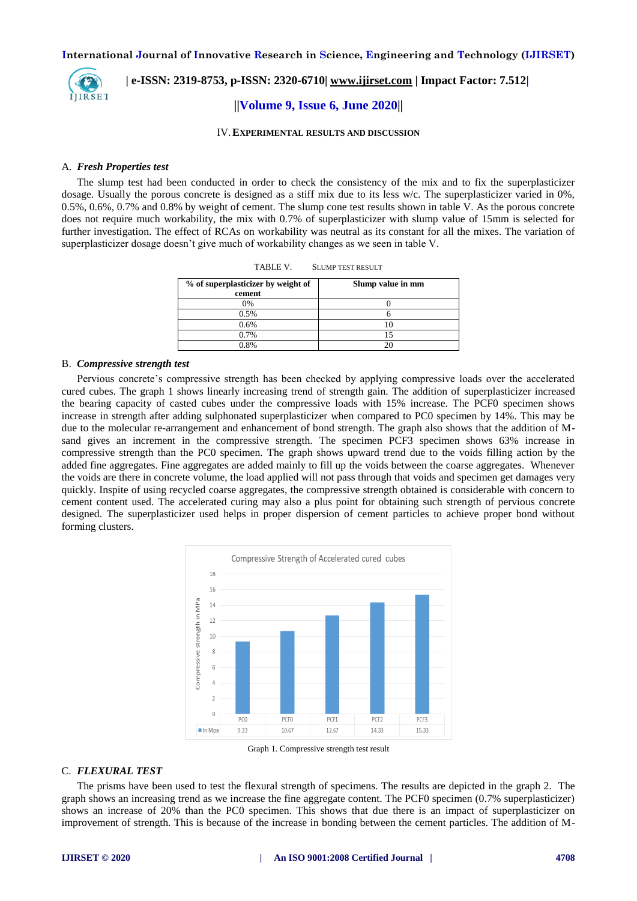## IV. EXPERIMENTAL RESULTS AND DISCUSSION

### A. *Fresh Properties test*

The slump test had been conducted in order to check the consistency of the mix and to fix the superplasticizer dosage. Usually the porous concrete is designed as a stiff mix due to its less w/c. The superplasticizer varied in 0%, 0.5%, 0.6%, 0.7% and 0.8% by weight of cement. The slump cone test results shown in table V. As the porous concrete does not require much workability, the mix with 0.7% of superplasticizer with slump value of 15mm is selected for further investigation. The effect of RCAs on workability was neutral as its constant for all the mixes. The variation of superplasticizer dosage doesn't give much of workability changes as we seen in table V.

TABLE V. SLUMP TEST RESULT

| % of superplasticizer by weight of cement | Slump value in mm |
|---|---|
| 0% | 0 |
| 0.5% | 6 |
| 0.6% | 10 |
| 0.7% | 15 |
| 0.8% | 20 |

### B. *Compressive strength test*

Pervious concrete's compressive strength has been checked by applying compressive loads over the accelerated cured cubes. The graph 1 shows linearly increasing trend of strength gain. The addition of superplasticizer increased the bearing capacity of casted cubes under the compressive loads with 15% increase. The PCF0 specimen shows increase in strength after adding sulphonated superplasticizer when compared to PC0 specimen by 14%. This may be due to the molecular re-arrangement and enhancement of bond strength. The graph also shows that the addition of M-sand gives an increment in the compressive strength than the PC0 specimen. The specimen PCF3 specimen shows 63% increase in compressive strength than the PC0 specimen. The graph shows upward trend due to the voids filling action by the added fine aggregates. Fine aggregates are added mainly to fill up the voids between the coarse aggregates. Whenever the voids are there in concrete volume, the load applied will not pass through that voids and specimen get damages very quickly. Inspite of using recycled coarse aggregates, the compressive strength obtained is considerable with concern to cement content used. The accelerated curing may also a plus point for obtaining such strength of pervious concrete designed. The superplasticizer used helps in proper dispersion of cement particles to achieve proper bond without forming clusters.

Compressive Strength of Accelerated cured cubes

| | PC0 | PCF0 | PCF1 | PCF2 | PCF3 |
|---|---|---|---|---|---|
| In Mpa | 9.33 | 10.67 | 12.67 | 14.33 | 15.33 |

Graph 1. Compressive strength test result

### C. *FLEXURAL TEST*

The prisms have been used to test the flexural strength of specimens. The results are depicted in the graph 2. The graph shows an increasing trend as we increase the fine aggregate content. The PCF0 specimen (0.7% superplasticizer) shows an increase of 20% than the PC0 specimen. This shows that due there is an impact of superplasticizer on improvement of strength. This is because of the increase in bonding between the cement particles. The addition of M-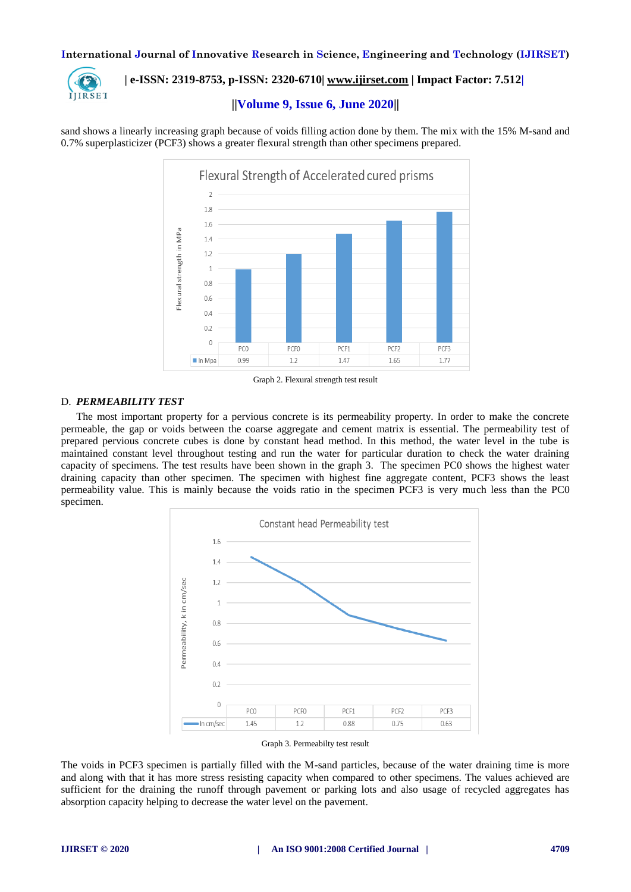sand shows a linearly increasing graph because of voids filling action done by them. The mix with the 15% M-sand and 0.7% superplasticizer (PCF3) shows a greater flexural strength than other specimens prepared.

| | PC0 | PCF0 | PCF1 | PCF2 | PCF3 |
|---|---|---|---|---|---|
| In Mpa | 0.99 | 1.2 | 1.47 | 1.65 | 1.77 |

Graph 2. Flexural strength test result

### D. *PERMEABILITY TEST*

The most important property for a pervious concrete is its permeability property. In order to make the concrete permeable, the gap or voids between the coarse aggregate and cement matrix is essential. The permeability test of prepared pervious concrete cubes is done by constant head method. In this method, the water level in the tube is maintained constant level throughout testing and run the water for particular duration to check the water draining capacity of specimens. The test results have been shown in the graph 3. The specimen PC0 shows the highest water draining capacity than other specimen. The specimen with highest fine aggregate content, PCF3 shows the least permeability value. This is mainly because the voids ratio in the specimen PCF3 is very much less than the PC0 specimen.

| | PC0 | PCF0 | PCF1 | PCF2 | PCF3 |
|---|---|---|---|---|---|
| In cm/sec | 1.45 | 1.2 | 0.88 | 0.75 | 0.63 |

Graph 3. Permeabilty test result

The voids in PCF3 specimen is partially filled with the M-sand particles, because of the water draining time is more and along with that it has more stress resisting capacity when compared to other specimens. The values achieved are sufficient for the draining the runoff through pavement or parking lots and also usage of recycled aggregates has absorption capacity helping to decrease the water level on the pavement.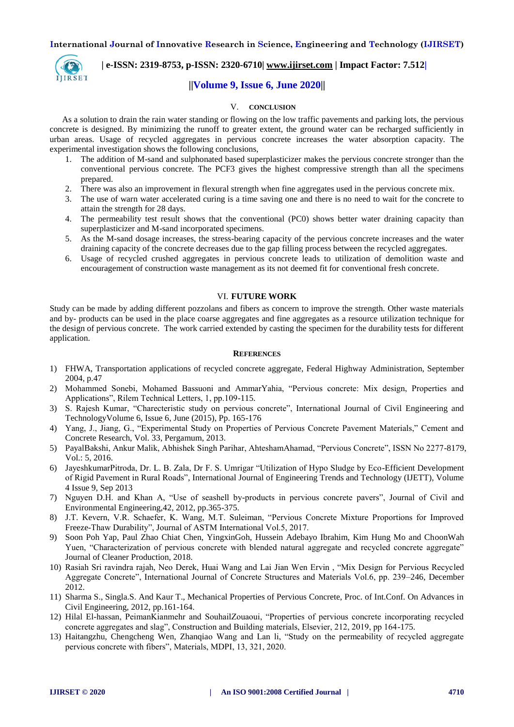## V. CONCLUSION

As a solution to drain the rain water standing or flowing on the low traffic pavements and parking lots, the pervious concrete is designed. By minimizing the runoff to greater extent, the ground water can be recharged sufficiently in urban areas. Usage of recycled aggregates in pervious concrete increases the water absorption capacity. The experimental investigation shows the following conclusions,

1. The addition of M-sand and sulphonated based superplasticizer makes the pervious concrete stronger than the conventional pervious concrete. The PCF3 gives the highest compressive strength than all the specimens prepared.
2. There was also an improvement in flexural strength when fine aggregates used in the pervious concrete mix.
3. The use of warn water accelerated curing is a time saving one and there is no need to wait for the concrete to attain the strength for 28 days.
4. The permeability test result shows that the conventional (PC0) shows better water draining capacity than superplasticizer and M-sand incorporated specimens.
5. As the M-sand dosage increases, the stress-bearing capacity of the pervious concrete increases and the water draining capacity of the concrete decreases due to the gap filling process between the recycled aggregates.
6. Usage of recycled crushed aggregates in pervious concrete leads to utilization of demolition waste and encouragement of construction waste management as its not deemed fit for conventional fresh concrete.

## VI. FUTURE WORK

Study can be made by adding different pozzolans and fibers as concern to improve the strength. Other waste materials and by- products can be used in the place coarse aggregates and fine aggregates as a resource utilization technique for the design of pervious concrete. The work carried extended by casting the specimen for the durability tests for different application.

## REFERENCES

1) FHWA, Transportation applications of recycled concrete aggregate, Federal Highway Administration, September 2004, p.47
2) Mohammed Sonebi, Mohamed Bassuoni and AmmarYahia, "Pervious concrete: Mix design, Properties and Applications", Rilem Technical Letters, 1, pp.109-115.
3) S. Rajesh Kumar, "Charecteristic study on pervious concrete", International Journal of Civil Engineering and TechnologyVolume 6, Issue 6, June (2015), Pp. 165-176
4) Yang, J., Jiang, G., "Experimental Study on Properties of Pervious Concrete Pavement Materials," Cement and Concrete Research, Vol. 33, Pergamum, 2013.
5) PayalBakshi, Ankur Malik, Abhishek Singh Parihar, AhteshamAhamad, "Pervious Concrete", ISSN No 2277-8179, Vol.: 5, 2016.
6) JayeshkumarPitroda, Dr. L. B. Zala, Dr F. S. Umrigar "Utilization of Hypo Sludge by Eco-Efficient Development of Rigid Pavement in Rural Roads", International Journal of Engineering Trends and Technology (IJETT), Volume 4 Issue 9, Sep 2013
7) Nguyen D.H. and Khan A, "Use of seashell by-products in pervious concrete pavers", Journal of Civil and Environmental Engineering,42, 2012, pp.365-375.
8) J.T. Kevern, V.R. Schaefer, K. Wang, M.T. Suleiman, "Pervious Concrete Mixture Proportions for Improved Freeze-Thaw Durability", Journal of ASTM International Vol.5, 2017.
9) Soon Poh Yap, Paul Zhao Chiat Chen, YingxinGoh, Hussein Adebayo Ibrahim, Kim Hung Mo and ChoonWah Yuen, "Characterization of pervious concrete with blended natural aggregate and recycled concrete aggregate" Journal of Cleaner Production, 2018.
10) Rasiah Sri ravindra rajah, Neo Derek, Huai Wang and Lai Jian Wen Ervin , "Mix Design for Pervious Recycled Aggregate Concrete", International Journal of Concrete Structures and Materials Vol.6, pp. 239–246, December 2012.
11) Sharma S., Singla.S. And Kaur T., Mechanical Properties of Pervious Concrete, Proc. of Int.Conf. On Advances in Civil Engineering, 2012, pp.161-164.
12) Hilal El-hassan, PeimanKianmehr and SouhailZouaoui, "Properties of pervious concrete incorporating recycled concrete aggregates and slag", Construction and Building materials, Elsevier, 212, 2019, pp 164-175.
13) Haitangzhu, Chengcheng Wen, Zhanqiao Wang and Lan li, "Study on the permeability of recycled aggregate pervious concrete with fibers", Materials, MDPI, 13, 321, 2020.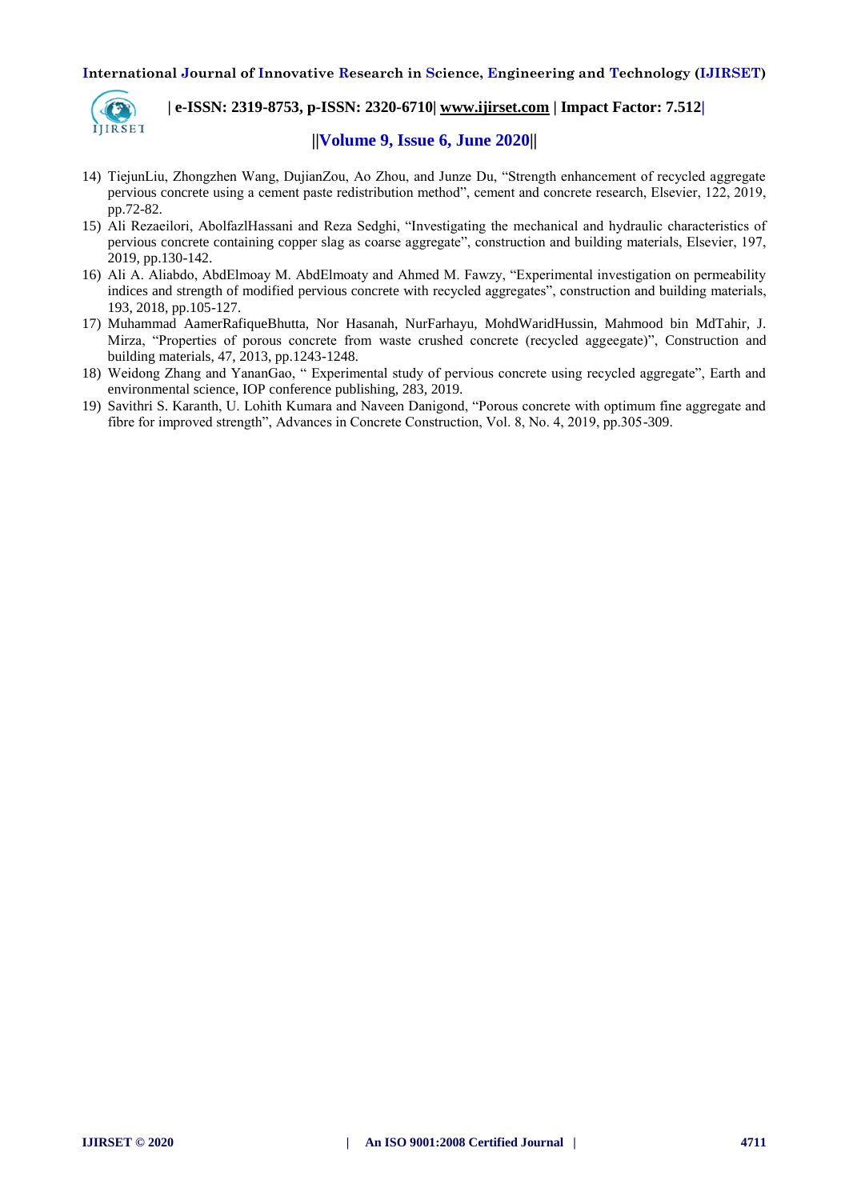14) TiejunLiu, Zhongzhen Wang, DujianZou, Ao Zhou, and Junze Du, "Strength enhancement of recycled aggregate pervious concrete using a cement paste redistribution method", cement and concrete research, Elsevier, 122, 2019, pp.72-82.
15) Ali Rezaeilori, AbolfazlHassani and Reza Sedghi, "Investigating the mechanical and hydraulic characteristics of pervious concrete containing copper slag as coarse aggregate", construction and building materials, Elsevier, 197, 2019, pp.130-142.
16) Ali A. Aliabdo, AbdElmoay M. AbdElmoaty and Ahmed M. Fawzy, "Experimental investigation on permeability indices and strength of modified pervious concrete with recycled aggregates", construction and building materials, 193, 2018, pp.105-127.
17) Muhammad AamerRafiqueBhutta, Nor Hasanah, NurFarhayu, MohdWaridHussin, Mahmood bin MdTahir, J. Mirza, "Properties of porous concrete from waste crushed concrete (recycled aggeegate)", Construction and building materials, 47, 2013, pp.1243-1248.
18) Weidong Zhang and YananGao, " Experimental study of pervious concrete using recycled aggregate", Earth and environmental science, IOP conference publishing, 283, 2019.
19) Savithri S. Karanth, U. Lohith Kumara and Naveen Danigond, "Porous concrete with optimum fine aggregate and fibre for improved strength", Advances in Concrete Construction, Vol. 8, No. 4, 2019, pp.305-309.